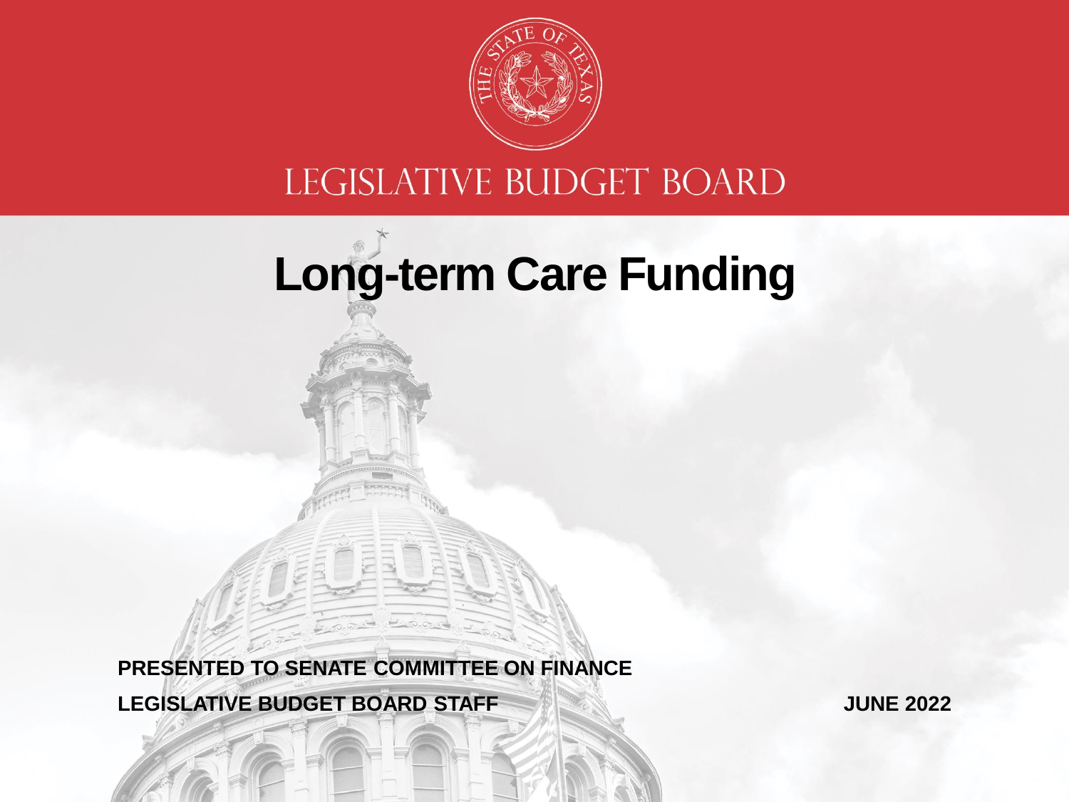LEGISLATIVE BUDGET BOARD

# Long-term Care Funding

**PRESENTED TO SENATE COMMITTEE ON FINANCE**

**LEGISLATIVE BUDGET BOARD STAFF**

**JUNE 2022**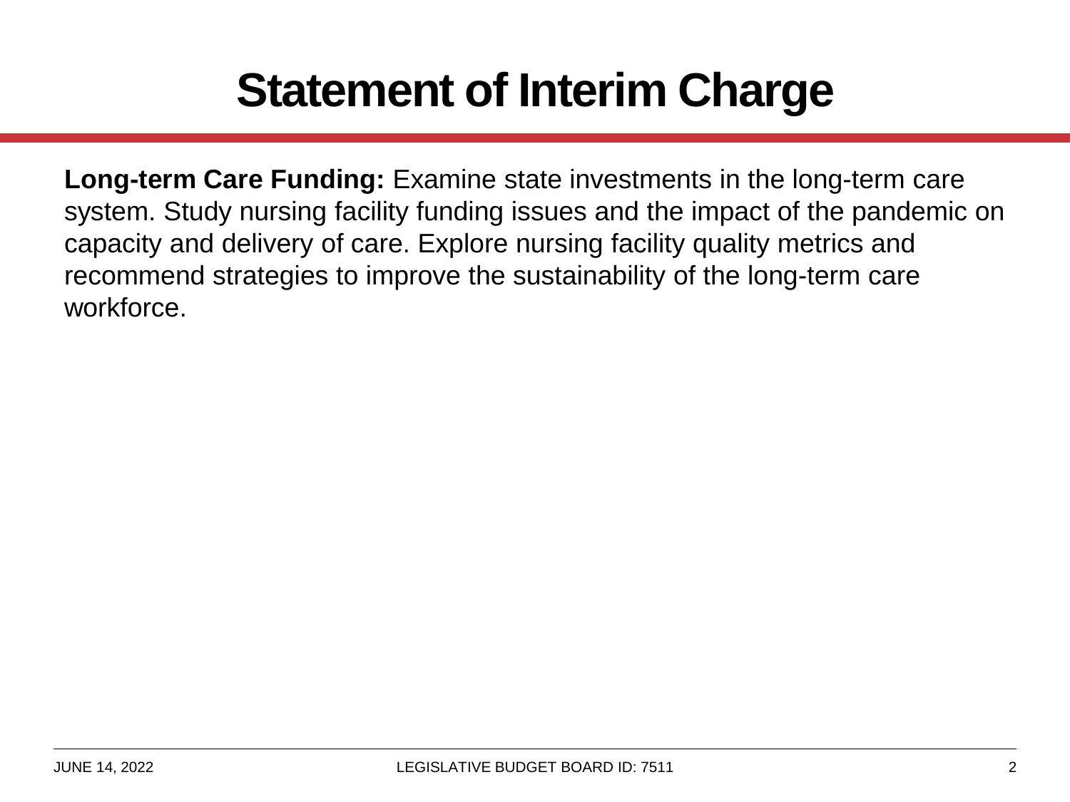# Statement of Interim Charge

**Long-term Care Funding:** Examine state investments in the long-term care system. Study nursing facility funding issues and the impact of the pandemic on capacity and delivery of care. Explore nursing facility quality metrics and recommend strategies to improve the sustainability of the long-term care workforce.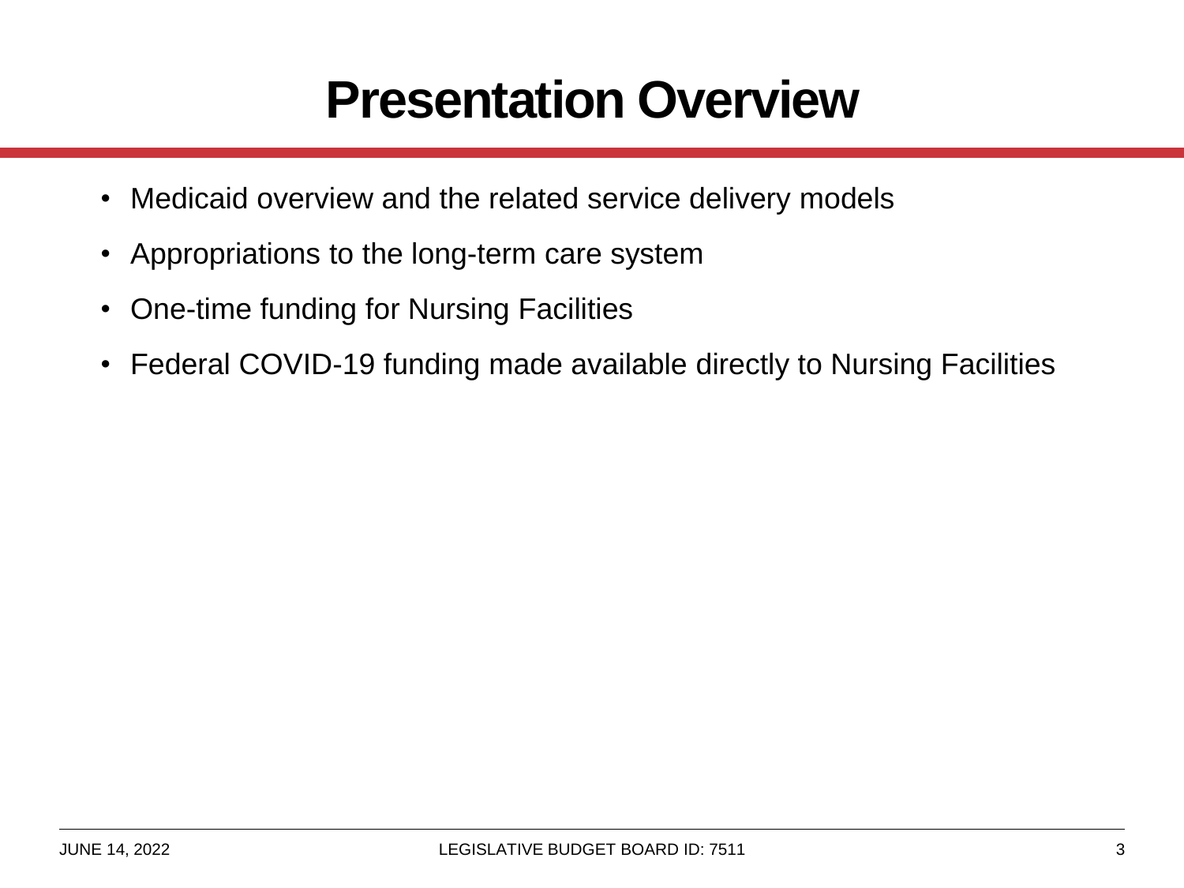# Presentation Overview

- Medicaid overview and the related service delivery models
- Appropriations to the long-term care system
- One-time funding for Nursing Facilities
- Federal COVID-19 funding made available directly to Nursing Facilities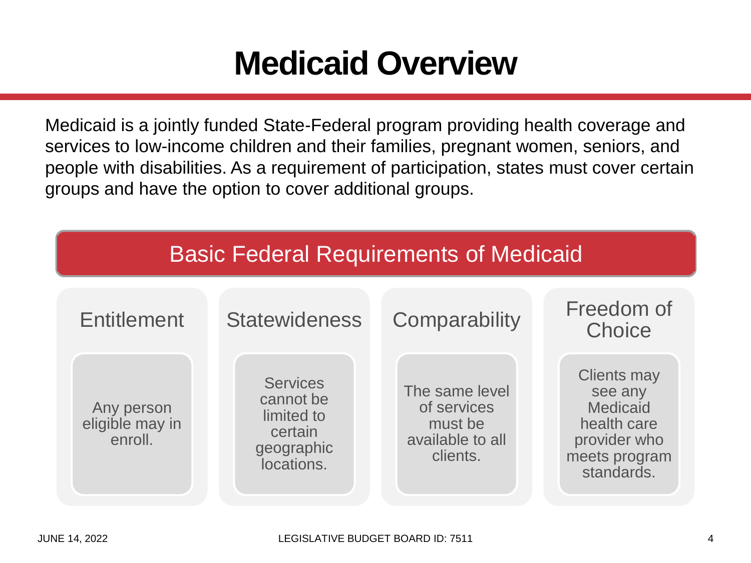# Medicaid Overview

Medicaid is a jointly funded State-Federal program providing health coverage and services to low-income children and their families, pregnant women, seniors, and people with disabilities. As a requirement of participation, states must cover certain groups and have the option to cover additional groups.

## Basic Federal Requirements of Medicaid

### Entitlement

Any person eligible may in enroll.

### Statewideness

Services cannot be limited to certain geographic locations.

### Comparability

The same level of services must be available to all clients.

### Freedom of Choice

Clients may see any Medicaid health care provider who meets program standards.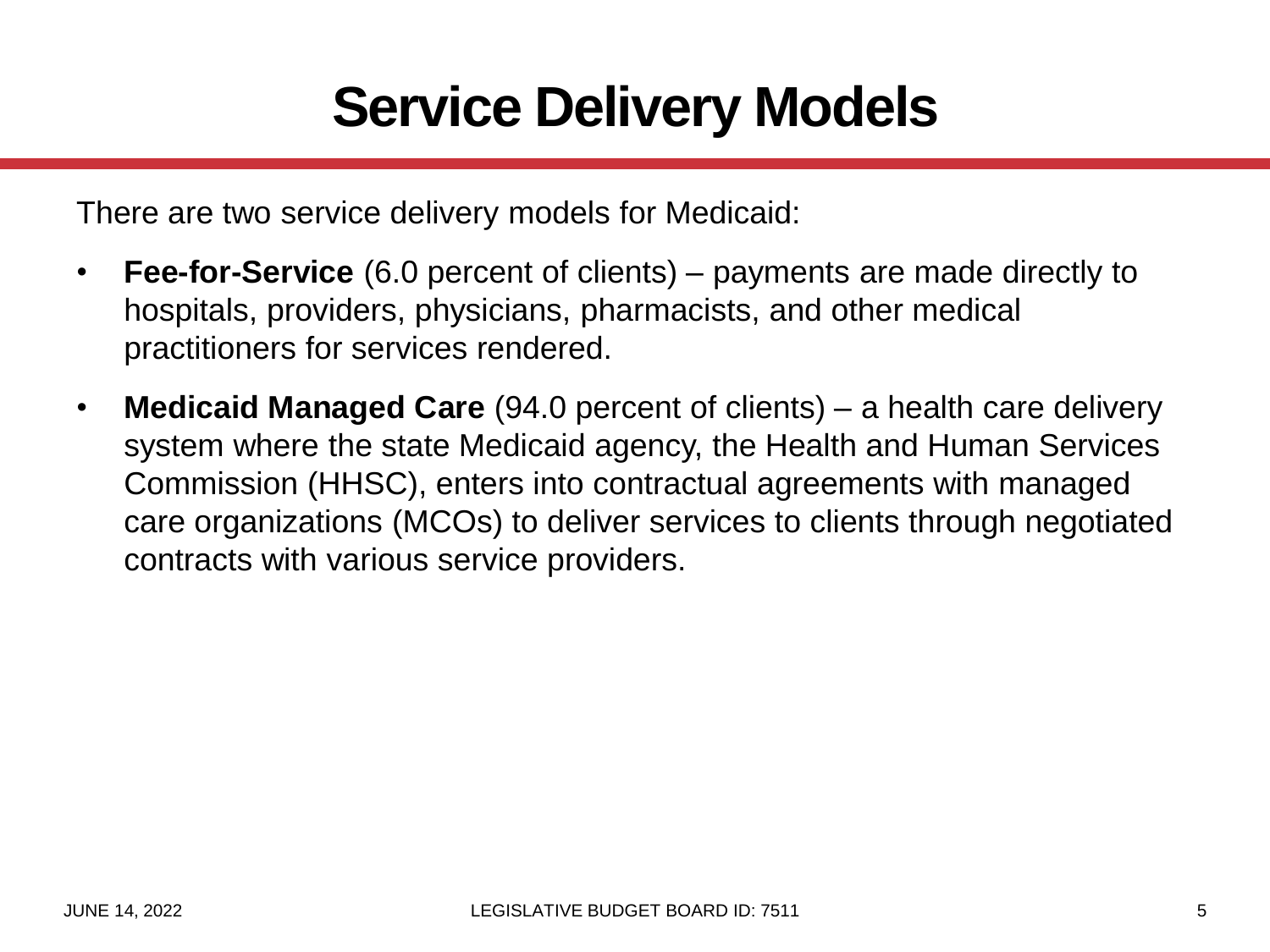# Service Delivery Models

There are two service delivery models for Medicaid:

- **Fee-for-Service** (6.0 percent of clients) – payments are made directly to hospitals, providers, physicians, pharmacists, and other medical practitioners for services rendered.
- **Medicaid Managed Care** (94.0 percent of clients) – a health care delivery system where the state Medicaid agency, the Health and Human Services Commission (HHSC), enters into contractual agreements with managed care organizations (MCOs) to deliver services to clients through negotiated contracts with various service providers.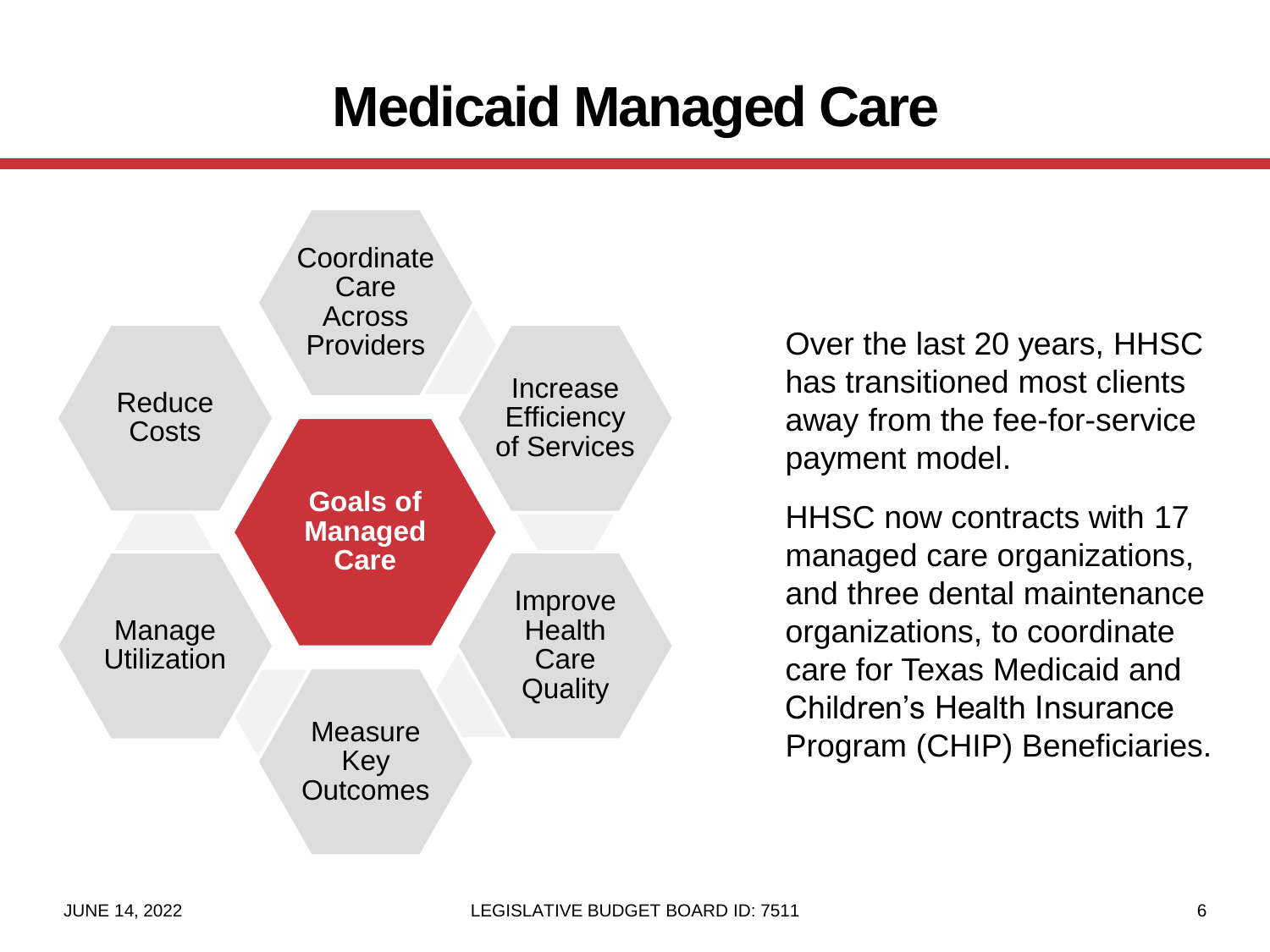# Medicaid Managed Care

Goals of Managed Care

Coordinate Care Across Providers

Increase Efficiency of Services

Improve Health Care Quality

Measure Key Outcomes

Manage Utilization

Reduce Costs

Over the last 20 years, HHSC has transitioned most clients away from the fee-for-service payment model.

HHSC now contracts with 17 managed care organizations, and three dental maintenance organizations, to coordinate care for Texas Medicaid and Children's Health Insurance Program (CHIP) Beneficiaries.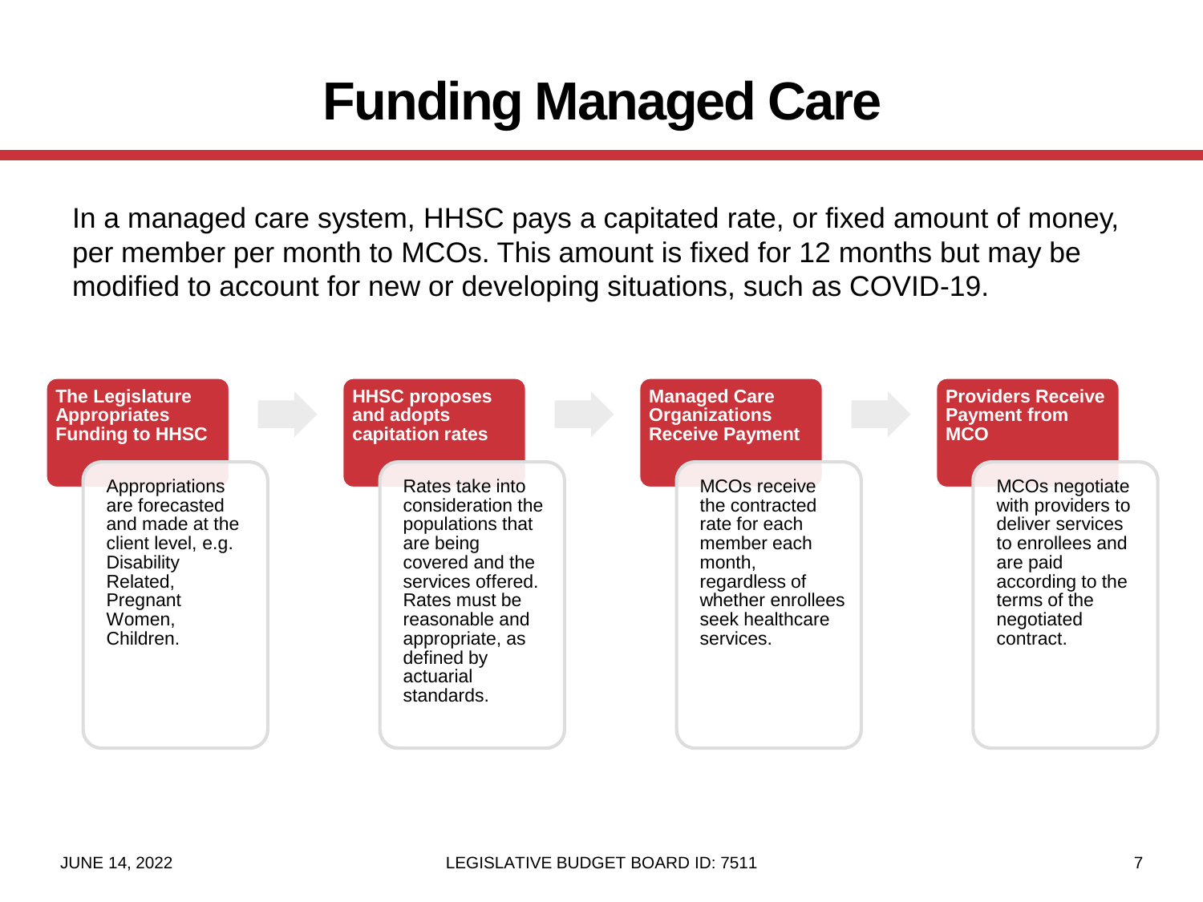# Funding Managed Care

In a managed care system, HHSC pays a capitated rate, or fixed amount of money, per member per month to MCOs. This amount is fixed for 12 months but may be modified to account for new or developing situations, such as COVID-19.

**The Legislature Appropriates Funding to HHSC**

Appropriations are forecasted and made at the client level, e.g. Disability Related, Pregnant Women, Children.

**HHSC proposes and adopts capitation rates**

Rates take into consideration the populations that are being covered and the services offered. Rates must be reasonable and appropriate, as defined by actuarial standards.

**Managed Care Organizations Receive Payment**

MCOs receive the contracted rate for each member each month, regardless of whether enrollees seek healthcare services.

**Providers Receive Payment from MCO**

MCOs negotiate with providers to deliver services to enrollees and are paid according to the terms of the negotiated contract.

JUNE 14, 2022

LEGISLATIVE BUDGET BOARD ID: 7511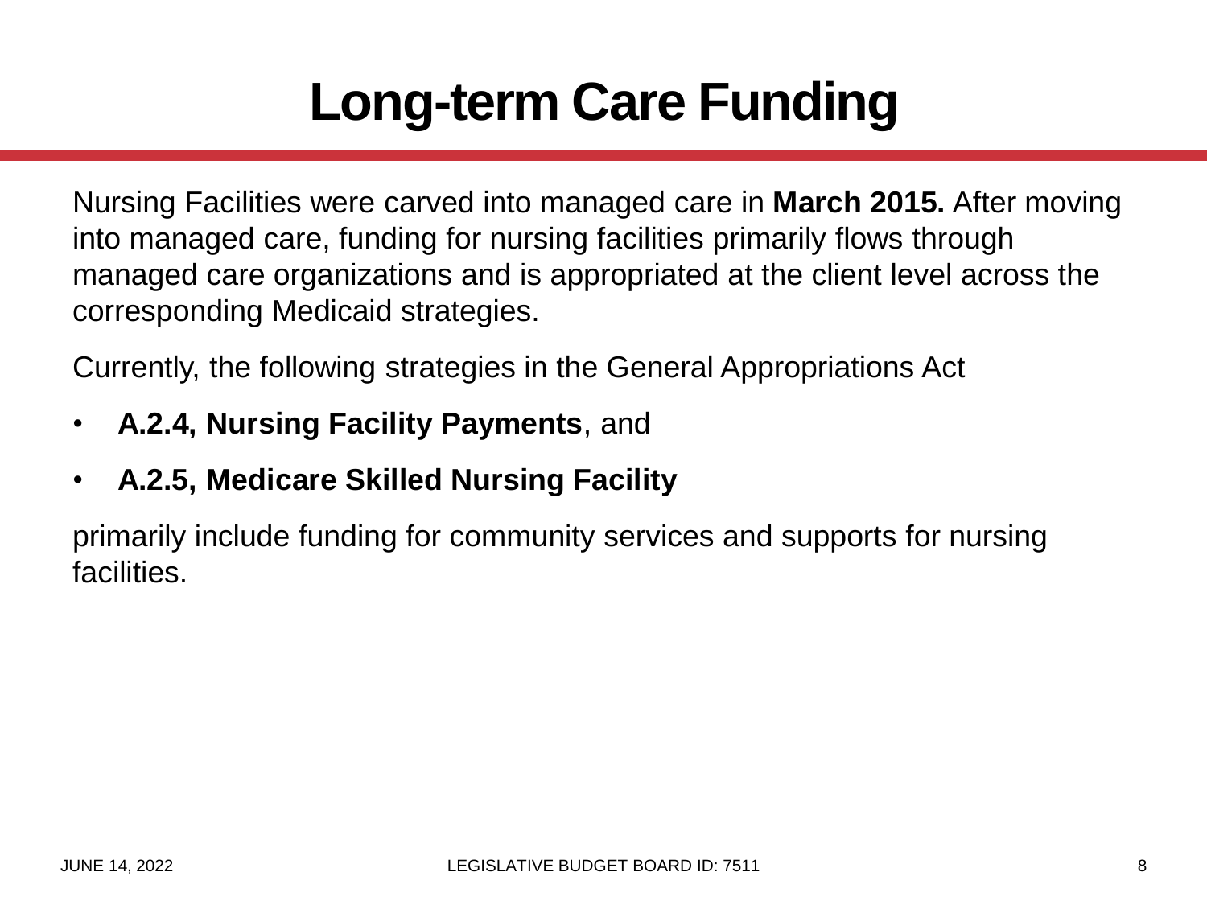# Long-term Care Funding

Nursing Facilities were carved into managed care in **March 2015.** After moving into managed care, funding for nursing facilities primarily flows through managed care organizations and is appropriated at the client level across the corresponding Medicaid strategies.

Currently, the following strategies in the General Appropriations Act

- **A.2.4, Nursing Facility Payments**, and
- **A.2.5, Medicare Skilled Nursing Facility**

primarily include funding for community services and supports for nursing facilities.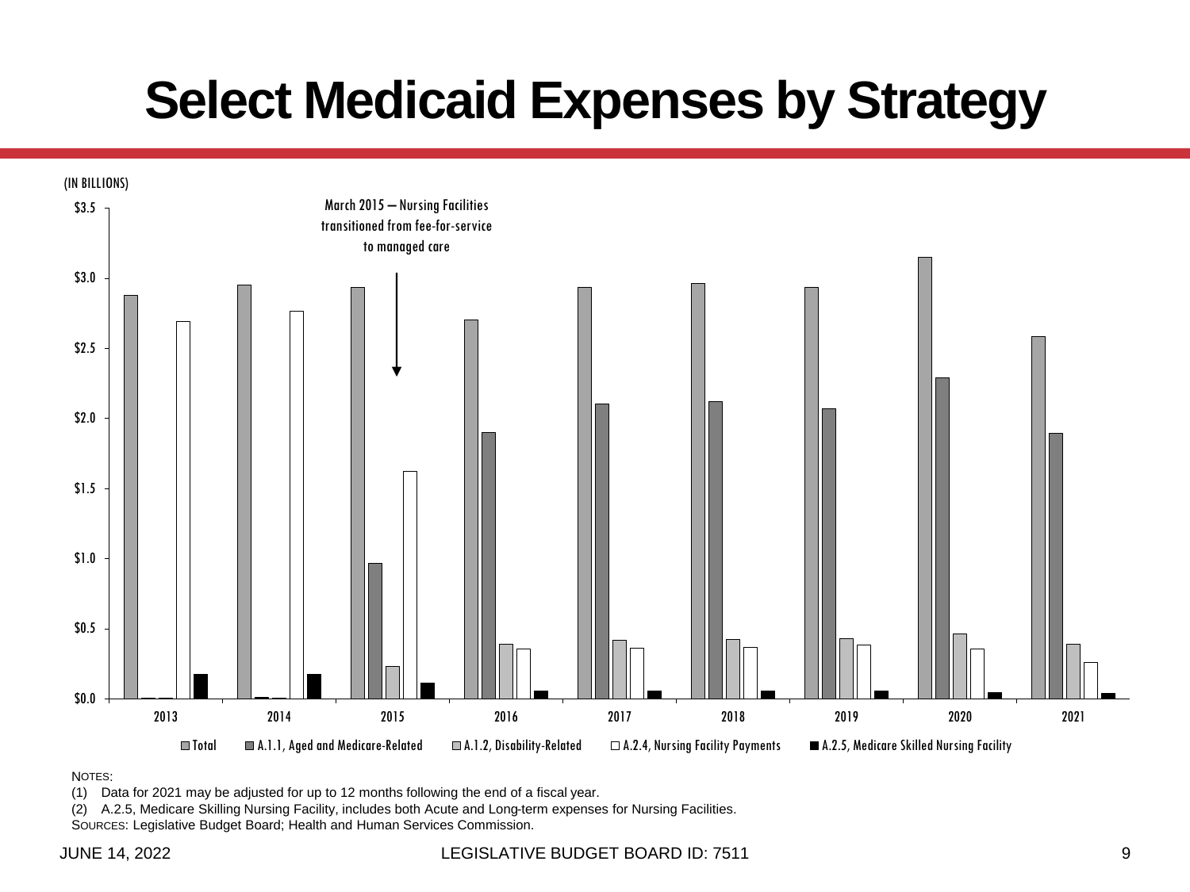# Select Medicaid Expenses by Strategy

(IN BILLIONS)

$3.5
$3.0
$2.5
$2.0
$1.5
$1.0
$0.5
$0.0

March 2015 – Nursing Facilities transitioned from fee-for-service to managed care

2013 2014 2015 2016 2017 2018 2019 2020 2021

Total | A.1.1, Aged and Medicare-Related | A.1.2, Disability-Related | A.2.4, Nursing Facility Payments | A.2.5, Medicare Skilled Nursing Facility

NOTES:

(1) Data for 2021 may be adjusted for up to 12 months following the end of a fiscal year.

(2) A.2.5, Medicare Skilling Nursing Facility, includes both Acute and Long-term expenses for Nursing Facilities.

SOURCES: Legislative Budget Board; Health and Human Services Commission.

JUNE 14, 2022 LEGISLATIVE BUDGET BOARD ID: 7511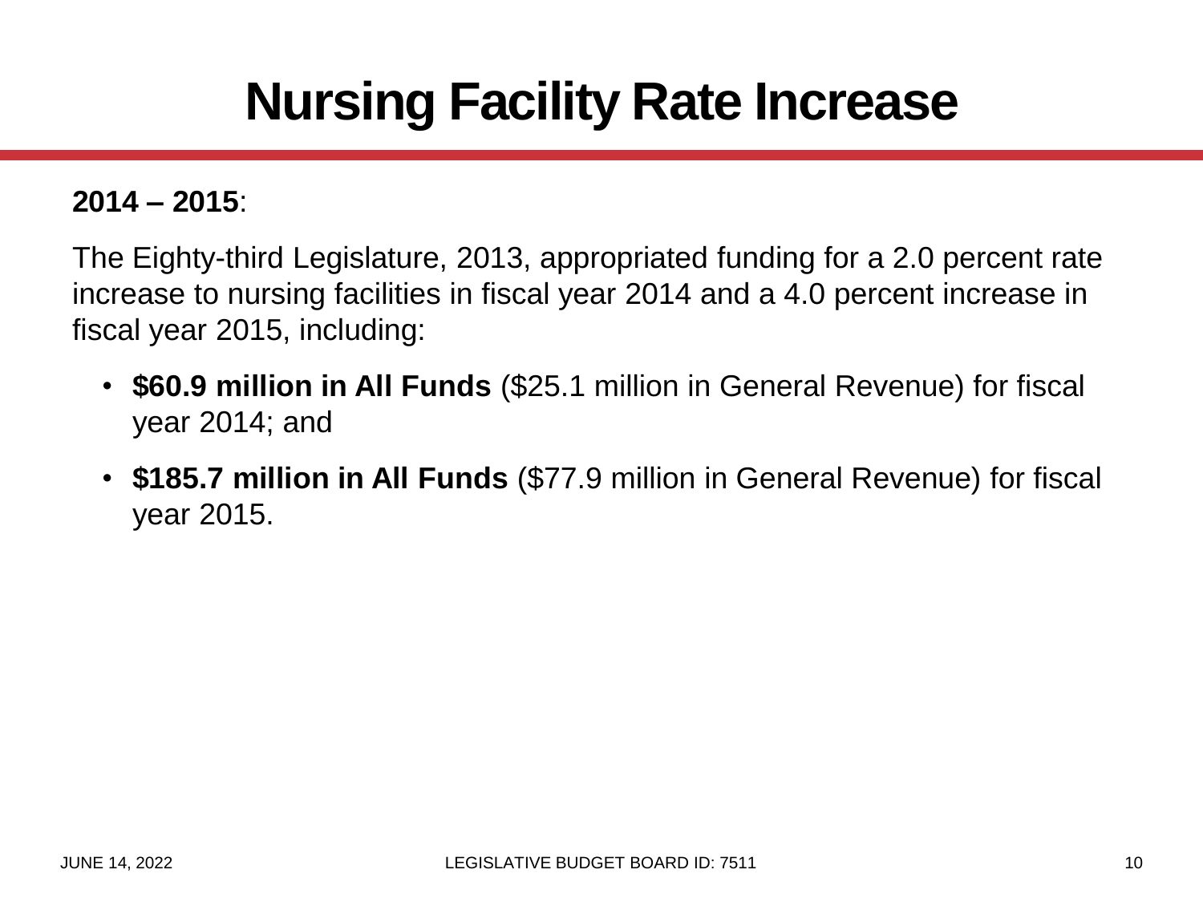# Nursing Facility Rate Increase

**2014 – 2015**:

The Eighty-third Legislature, 2013, appropriated funding for a 2.0 percent rate increase to nursing facilities in fiscal year 2014 and a 4.0 percent increase in fiscal year 2015, including:

- **$60.9 million in All Funds** ($25.1 million in General Revenue) for fiscal year 2014; and
- **$185.7 million in All Funds** ($77.9 million in General Revenue) for fiscal year 2015.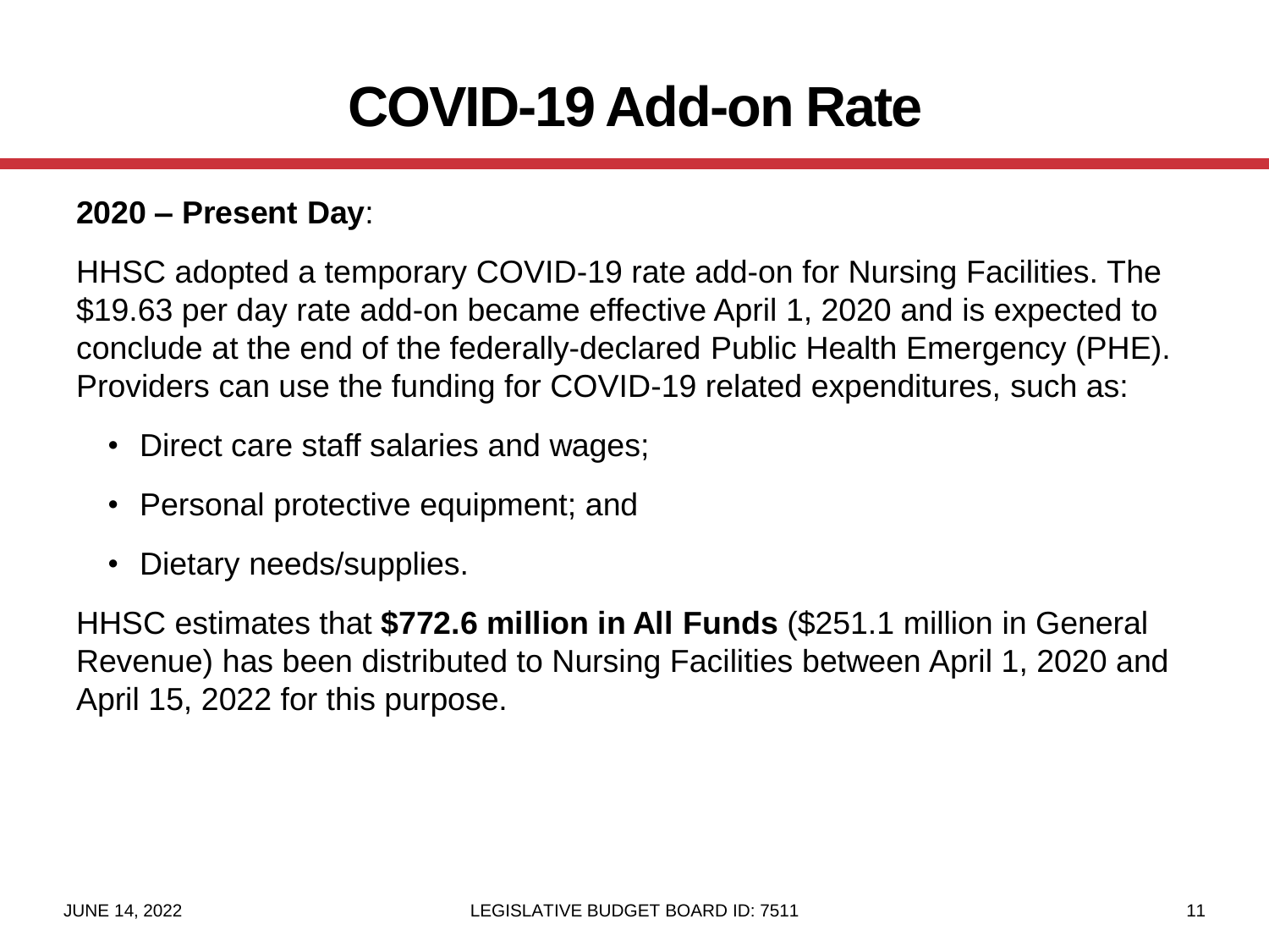# COVID-19 Add-on Rate

**2020 – Present Day**:

HHSC adopted a temporary COVID-19 rate add-on for Nursing Facilities. The $19.63 per day rate add-on became effective April 1, 2020 and is expected to conclude at the end of the federally-declared Public Health Emergency (PHE). Providers can use the funding for COVID-19 related expenditures, such as:

- Direct care staff salaries and wages;
- Personal protective equipment; and
- Dietary needs/supplies.

HHSC estimates that **$772.6 million in All Funds** ($251.1 million in General Revenue) has been distributed to Nursing Facilities between April 1, 2020 and April 15, 2022 for this purpose.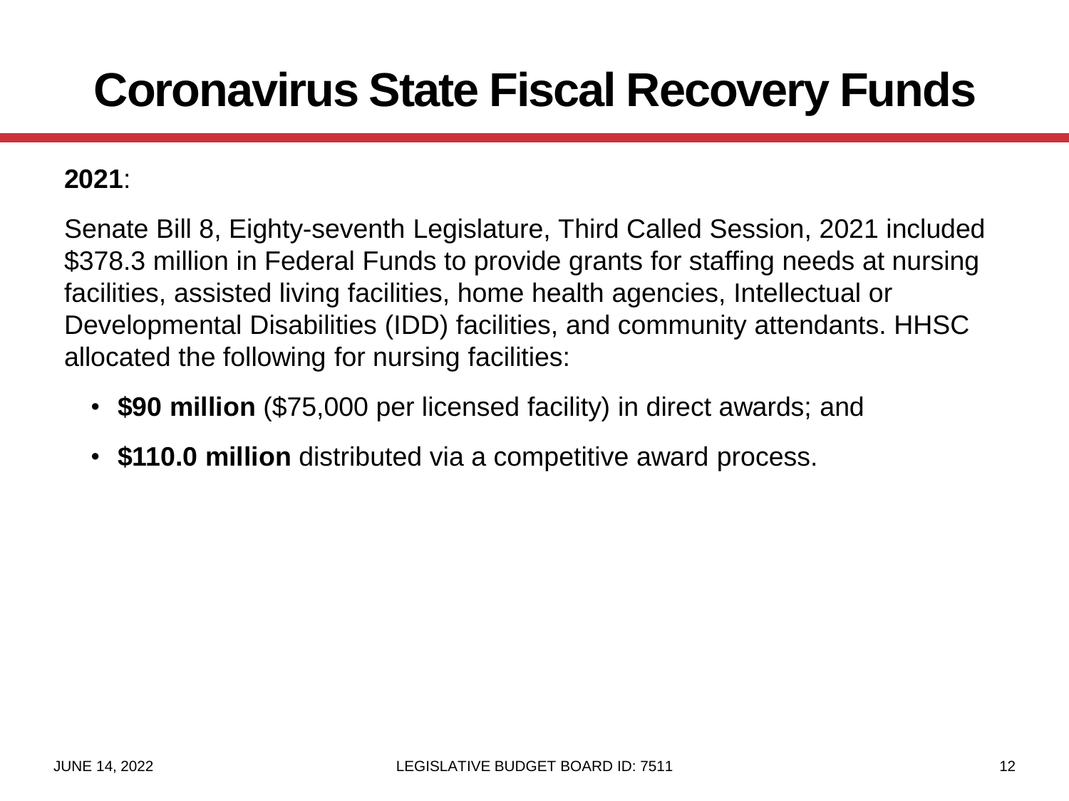# Coronavirus State Fiscal Recovery Funds

**2021**:

Senate Bill 8, Eighty-seventh Legislature, Third Called Session, 2021 included $378.3 million in Federal Funds to provide grants for staffing needs at nursing facilities, assisted living facilities, home health agencies, Intellectual or Developmental Disabilities (IDD) facilities, and community attendants. HHSC allocated the following for nursing facilities:

- **$90 million** ($75,000 per licensed facility) in direct awards; and
- **$110.0 million** distributed via a competitive award process.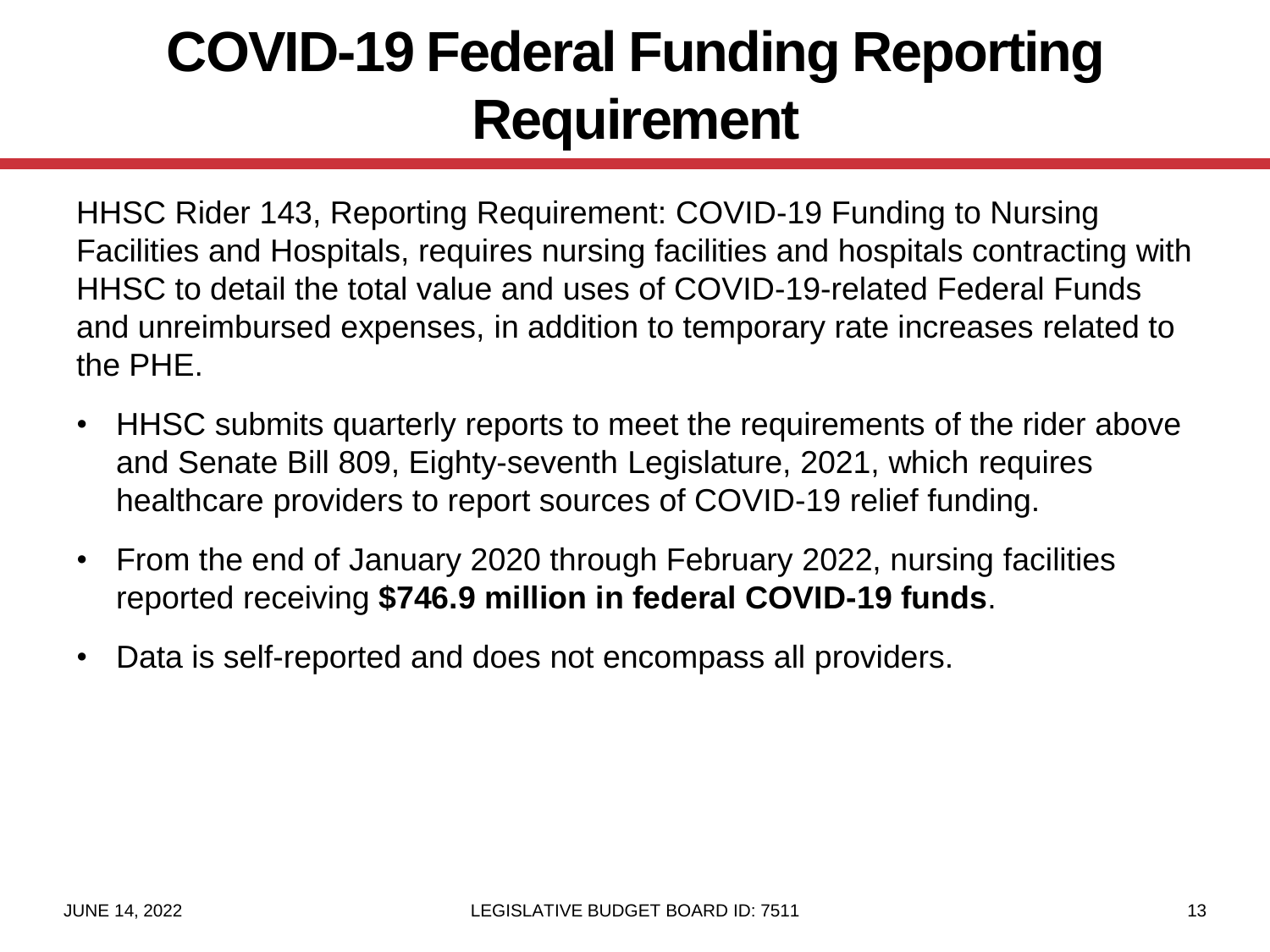# COVID-19 Federal Funding Reporting Requirement

HHSC Rider 143, Reporting Requirement: COVID-19 Funding to Nursing Facilities and Hospitals, requires nursing facilities and hospitals contracting with HHSC to detail the total value and uses of COVID-19-related Federal Funds and unreimbursed expenses, in addition to temporary rate increases related to the PHE.

- HHSC submits quarterly reports to meet the requirements of the rider above and Senate Bill 809, Eighty-seventh Legislature, 2021, which requires healthcare providers to report sources of COVID-19 relief funding.
- From the end of January 2020 through February 2022, nursing facilities reported receiving **$746.9 million in federal COVID-19 funds**.
- Data is self-reported and does not encompass all providers.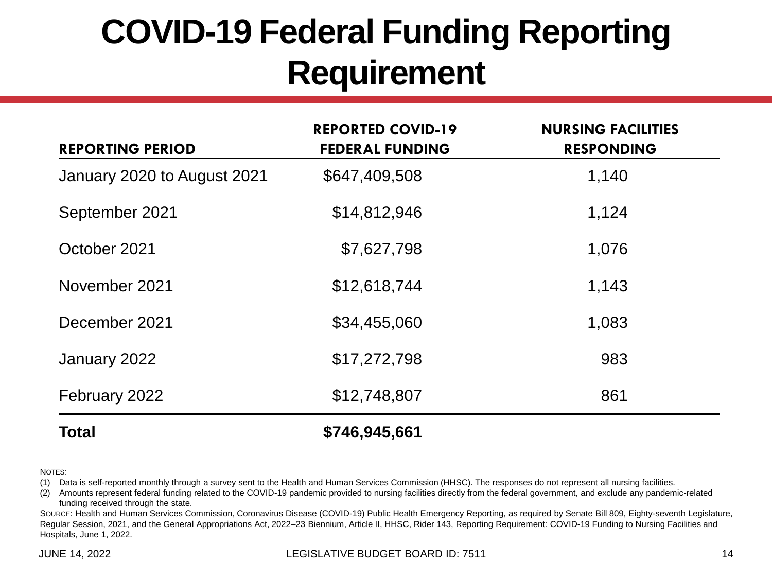# COVID-19 Federal Funding Reporting Requirement

| REPORTING PERIOD | REPORTED COVID-19 FEDERAL FUNDING | NURSING FACILITIES RESPONDING |
|---|---|---|
| January 2020 to August 2021 | $647,409,508 | 1,140 |
| September 2021 | $14,812,946 | 1,124 |
| October 2021 | $7,627,798 | 1,076 |
| November 2021 | $12,618,744 | 1,143 |
| December 2021 | $34,455,060 | 1,083 |
| January 2022 | $17,272,798 | 983 |
| February 2022 | $12,748,807 | 861 |
| **Total** | **$746,945,661** | |

NOTES:

(1) Data is self-reported monthly through a survey sent to the Health and Human Services Commission (HHSC). The responses do not represent all nursing facilities.

(2) Amounts represent federal funding related to the COVID-19 pandemic provided to nursing facilities directly from the federal government, and exclude any pandemic-related funding received through the state.

SOURCE: Health and Human Services Commission, Coronavirus Disease (COVID-19) Public Health Emergency Reporting, as required by Senate Bill 809, Eighty-seventh Legislature, Regular Session, 2021, and the General Appropriations Act, 2022–23 Biennium, Article II, HHSC, Rider 143, Reporting Requirement: COVID-19 Funding to Nursing Facilities and Hospitals, June 1, 2022.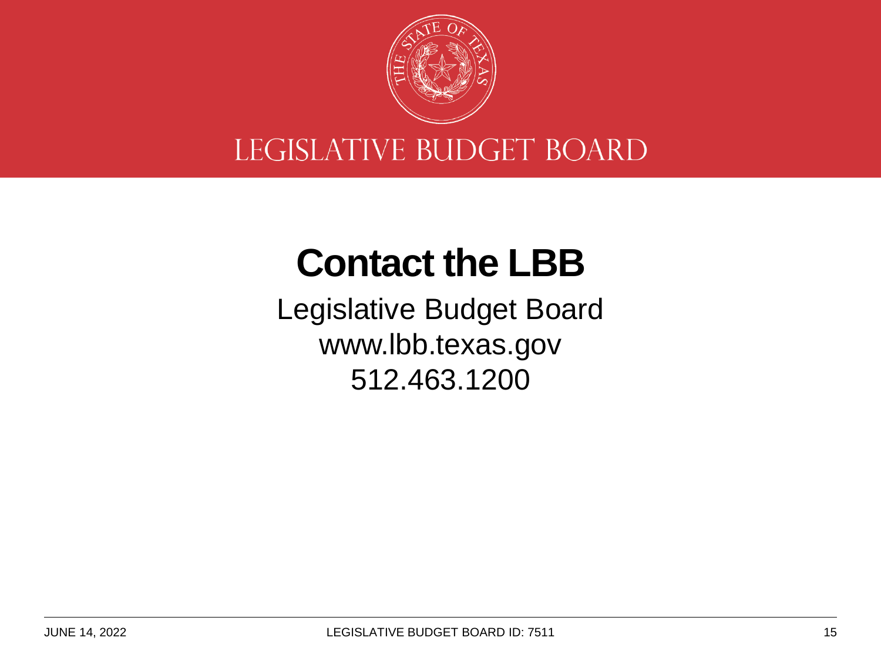LEGISLATIVE BUDGET BOARD

# Contact the LBB

Legislative Budget Board
www.lbb.texas.gov
512.463.1200